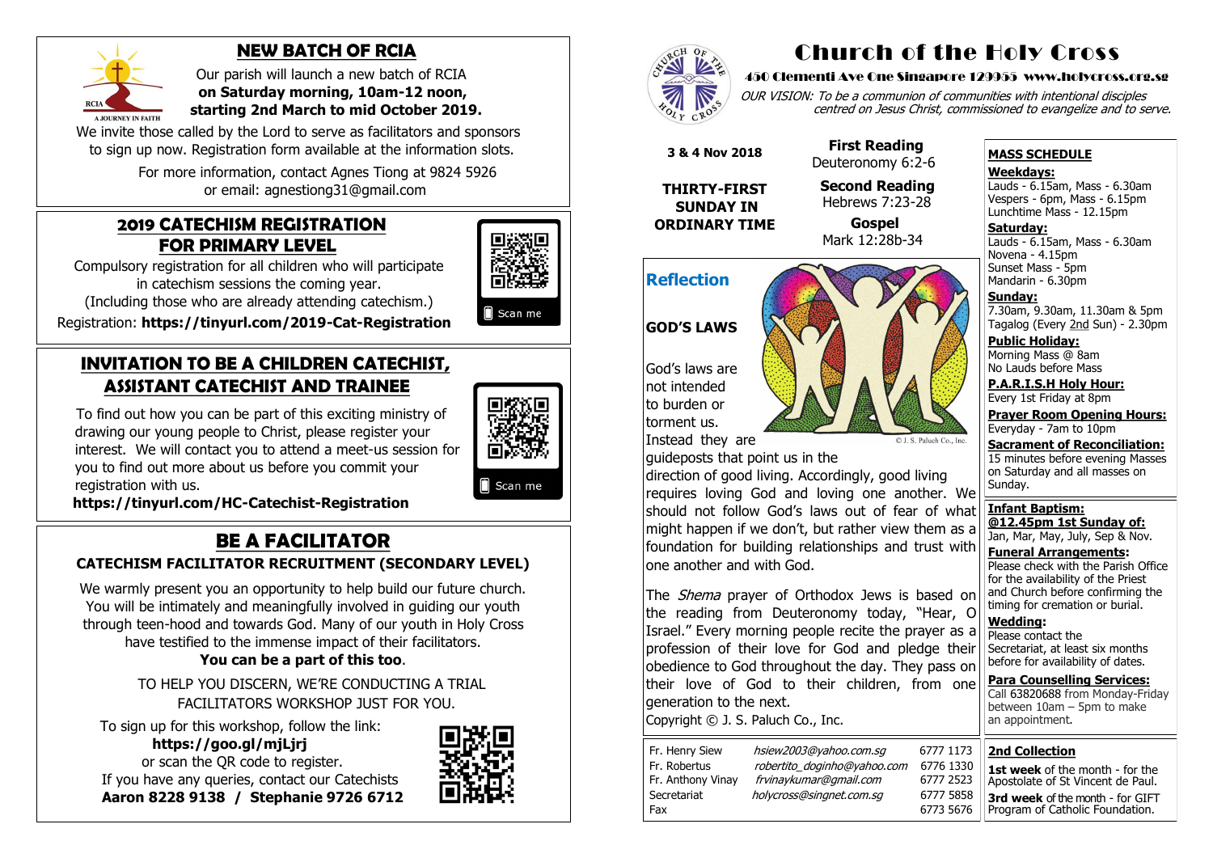## NEW BATCH OF RCIA

RCIA
A JOURNEY IN FAITH

Our parish will launch a new batch of RCIA **on Saturday morning, 10am-12 noon, starting 2nd March to mid October 2019.**

We invite those called by the Lord to serve as facilitators and sponsors to sign up now. Registration form available at the information slots.

For more information, contact Agnes Tiong at 9824 5926 or email: agnestiong31@gmail.com

## 2019 CATECHISM REGISTRATION FOR PRIMARY LEVEL

Compulsory registration for all children who will participate in catechism sessions the coming year. (Including those who are already attending catechism.)

Registration: **https://tinyurl.com/2019-Cat-Registration**

Scan me

## INVITATION TO BE A CHILDREN CATECHIST, ASSISTANT CATECHIST AND TRAINEE

To find out how you can be part of this exciting ministry of drawing our young people to Christ, please register your interest. We will contact you to attend a meet-us session for you to find out more about us before you commit your registration with us.

**https://tinyurl.com/HC-Catechist-Registration**

Scan me

## BE A FACILITATOR

### CATECHISM FACILITATOR RECRUITMENT (SECONDARY LEVEL)

We warmly present you an opportunity to help build our future church. You will be intimately and meaningfully involved in guiding our youth through teen-hood and towards God. Many of our youth in Holy Cross have testified to the immense impact of their facilitators.

**You can be a part of this too**.

TO HELP YOU DISCERN, WE'RE CONDUCTING A TRIAL FACILITATORS WORKSHOP JUST FOR YOU.

To sign up for this workshop, follow the link:
**https://goo.gl/mjLjrj**
or scan the QR code to register.
If you have any queries, contact our Catechists
**Aaron 8228 9138 / Stephanie 9726 6712**

# Church of the Holy Cross

**450 Clementi Ave One Singapore 129955 www.holycross.org.sg**

*OUR VISION: To be a communion of communities with intentional disciples centred on Jesus Christ, commissioned to evangelize and to serve.*

**3 & 4 Nov 2018**

**THIRTY-FIRST SUNDAY IN ORDINARY TIME**

**First Reading**
Deuteronomy 6:2-6

**Second Reading**
Hebrews 7:23-28

**Gospel**
Mark 12:28b-34

## Reflection

**GOD'S LAWS**

© J. S. Paluch Co., Inc.

God's laws are not intended to burden or torment us. Instead they are guideposts that point us in the direction of good living. Accordingly, good living requires loving God and loving one another. We should not follow God's laws out of fear of what might happen if we don't, but rather view them as a foundation for building relationships and trust with one another and with God.

The *Shema* prayer of Orthodox Jews is based on the reading from Deuteronomy today, "Hear, O Israel." Every morning people recite the prayer as a profession of their love for God and pledge their obedience to God throughout the day. They pass on their love of God to their children, from one generation to the next.

Copyright © J. S. Paluch Co., Inc.

| | | |
|---|---|---|
| Fr. Henry Siew | *hsiew2003@yahoo.com.sg* | 6777 1173 |
| Fr. Robertus | *robertito_doginho@yahoo.com* | 6776 1330 |
| Fr. Anthony Vinay | *frvinaykumar@gmail.com* | 6777 2523 |
| Secretariat | *holycross@singnet.com.sg* | 6777 5858 |
| Fax | | 6773 5676 |

**MASS SCHEDULE**

**Weekdays:**
Lauds - 6.15am, Mass - 6.30am
Vespers - 6pm, Mass - 6.15pm
Lunchtime Mass - 12.15pm

**Saturday:**
Lauds - 6.15am, Mass - 6.30am
Novena - 4.15pm
Sunset Mass - 5pm
Mandarin - 6.30pm

**Sunday:**
7.30am, 9.30am, 11.30am & 5pm
Tagalog (Every 2nd Sun) - 2.30pm

**Public Holiday:**
Morning Mass @ 8am
No Lauds before Mass

**P.A.R.I.S.H Holy Hour:**
Every 1st Friday at 8pm

**Prayer Room Opening Hours:**
Everyday - 7am to 10pm

**Sacrament of Reconciliation:**
15 minutes before evening Masses on Saturday and all masses on Sunday.

**Infant Baptism:**
**@12.45pm 1st Sunday of:**
Jan, Mar, May, July, Sep & Nov.

**Funeral Arrangements:**
Please check with the Parish Office for the availability of the Priest and Church before confirming the timing for cremation or burial.

**Wedding:**
Please contact the Secretariat, at least six months before for availability of dates.

**Para Counselling Services:**
Call 63820688 from Monday-Friday between 10am – 5pm to make an appointment.

**2nd Collection**

**1st week** of the month - for the Apostolate of St Vincent de Paul.

**3rd week** of the month - for GIFT Program of Catholic Foundation.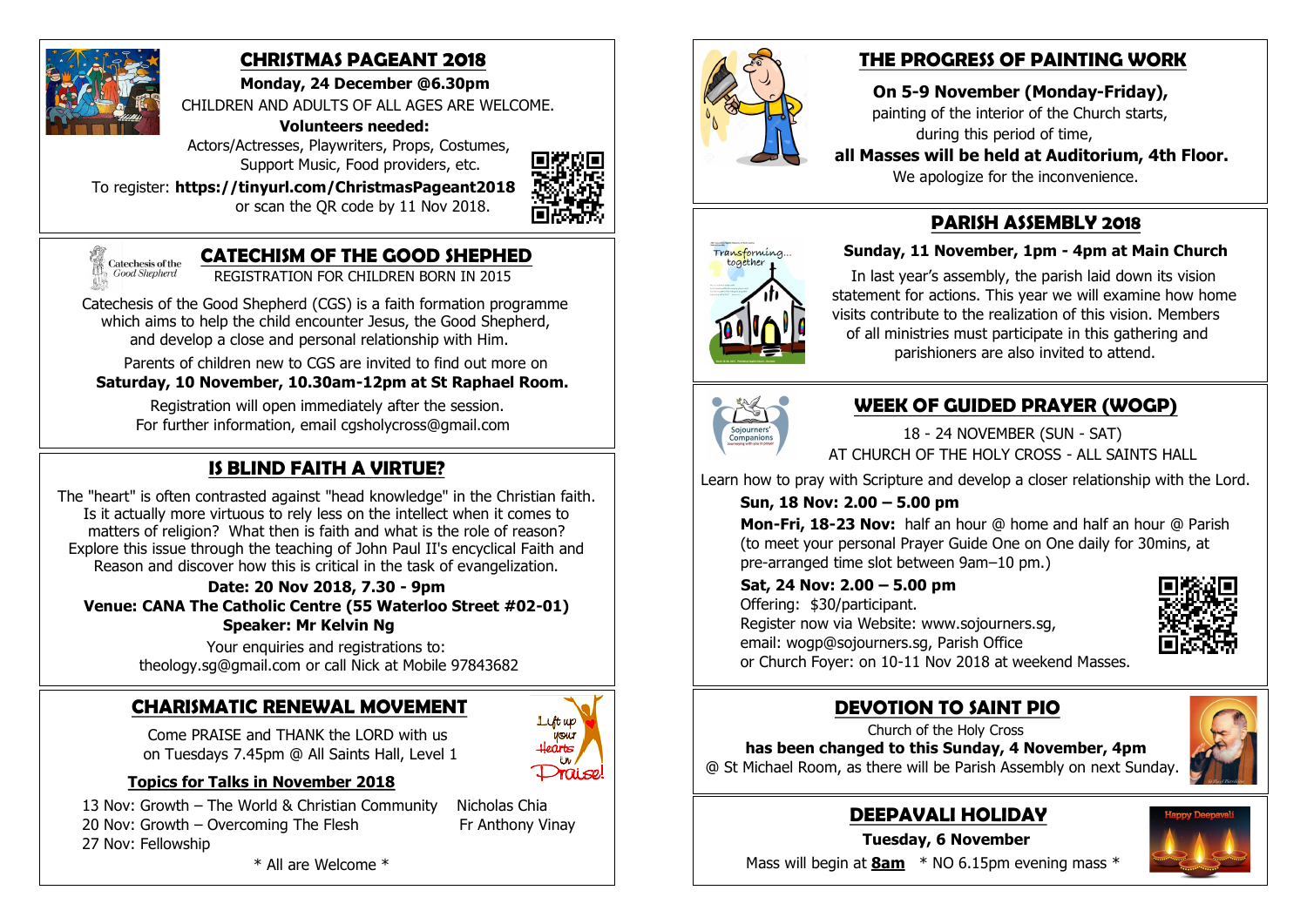## CHRISTMAS PAGEANT 2018

**Monday, 24 December @6.30pm**

CHILDREN AND ADULTS OF ALL AGES ARE WELCOME.

**Volunteers needed:**

Actors/Actresses, Playwriters, Props, Costumes, Support Music, Food providers, etc.

To register: **https://tinyurl.com/ChristmasPageant2018** or scan the QR code by 11 Nov 2018.

## CATECHISM OF THE GOOD SHEPHED

REGISTRATION FOR CHILDREN BORN IN 2015

Catechesis of the Good Shepherd (CGS) is a faith formation programme which aims to help the child encounter Jesus, the Good Shepherd, and develop a close and personal relationship with Him.

Parents of children new to CGS are invited to find out more on **Saturday, 10 November, 10.30am-12pm at St Raphael Room.**

Registration will open immediately after the session. For further information, email cgsholycross@gmail.com

## IS BLIND FAITH A VIRTUE?

The "heart" is often contrasted against "head knowledge" in the Christian faith. Is it actually more virtuous to rely less on the intellect when it comes to matters of religion? What then is faith and what is the role of reason? Explore this issue through the teaching of John Paul II's encyclical Faith and Reason and discover how this is critical in the task of evangelization.

**Date: 20 Nov 2018, 7.30 - 9pm**
**Venue: CANA The Catholic Centre (55 Waterloo Street #02-01)**
**Speaker: Mr Kelvin Ng**

Your enquiries and registrations to: theology.sg@gmail.com or call Nick at Mobile 97843682

## CHARISMATIC RENEWAL MOVEMENT

Come PRAISE and THANK the LORD with us on Tuesdays 7.45pm @ All Saints Hall, Level 1

### Topics for Talks in November 2018

| | |
|---|---|
| 13 Nov: Growth – The World & Christian Community | Nicholas Chia |
| 20 Nov: Growth – Overcoming The Flesh | Fr Anthony Vinay |
| 27 Nov: Fellowship | |

* All are Welcome *

## THE PROGRESS OF PAINTING WORK

**On 5-9 November (Monday-Friday),**
painting of the interior of the Church starts, during this period of time,
**all Masses will be held at Auditorium, 4th Floor.**
We apologize for the inconvenience.

## PARISH ASSEMBLY 2018

**Sunday, 11 November, 1pm - 4pm at Main Church**

In last year's assembly, the parish laid down its vision statement for actions. This year we will examine how home visits contribute to the realization of this vision. Members of all ministries must participate in this gathering and parishioners are also invited to attend.

## WEEK OF GUIDED PRAYER (WOGP)

18 - 24 NOVEMBER (SUN - SAT)
AT CHURCH OF THE HOLY CROSS - ALL SAINTS HALL

Learn how to pray with Scripture and develop a closer relationship with the Lord.

**Sun, 18 Nov: 2.00 – 5.00 pm**

**Mon-Fri, 18-23 Nov:** half an hour @ home and half an hour @ Parish (to meet your personal Prayer Guide One on One daily for 30mins, at pre-arranged time slot between 9am–10 pm.)

**Sat, 24 Nov: 2.00 – 5.00 pm**

Offering: $30/participant.
Register now via Website: www.sojourners.sg, email: wogp@sojourners.sg, Parish Office or Church Foyer: on 10-11 Nov 2018 at weekend Masses.

## DEVOTION TO SAINT PIO

Church of the Holy Cross
**has been changed to this Sunday, 4 November, 4pm**
@ St Michael Room, as there will be Parish Assembly on next Sunday.

## DEEPAVALI HOLIDAY

**Tuesday, 6 November**

Mass will begin at **8am** * NO 6.15pm evening mass *